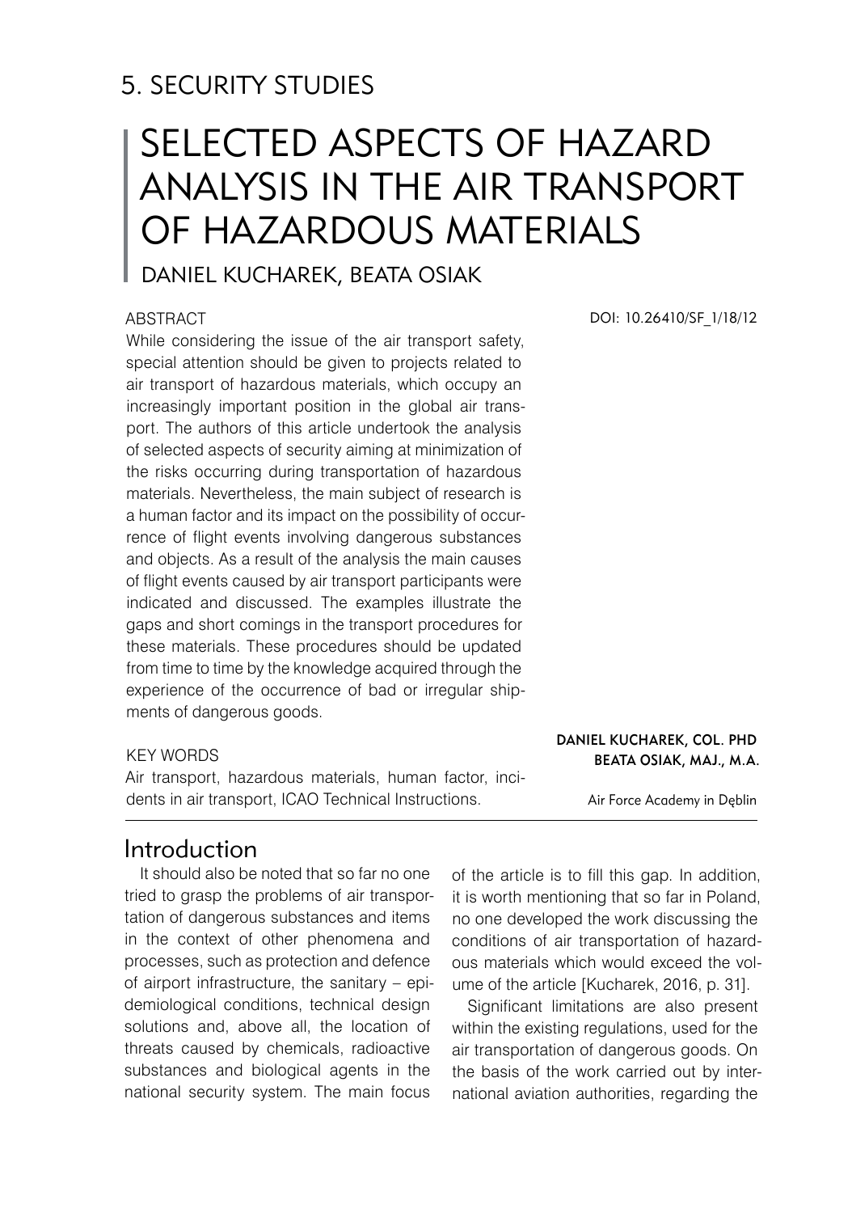## 5. SECURITY STUDIES

# SELECTED ASPECTS OF HAZARD ANALYSIS IN THE AIR TRANSPORT OF HAZARDOUS MATERIALS

DANIEL KUCHAREK, BEATA OSIAK

DOI: 10.26410/SF_1/18/12

### ABSTRACT

While considering the issue of the air transport safety, special attention should be given to projects related to air transport of hazardous materials, which occupy an increasingly important position in the global air transport. The authors of this article undertook the analysis of selected aspects of security aiming at minimization of the risks occurring during transportation of hazardous materials. Nevertheless, the main subject of research is a human factor and its impact on the possibility of occurrence of flight events involving dangerous substances and objects. As a result of the analysis the main causes of flight events caused by air transport participants were indicated and discussed. The examples illustrate the gaps and short comings in the transport procedures for these materials. These procedures should be updated from time to time by the knowledge acquired through the experience of the occurrence of bad or irregular shipments of dangerous goods.

### KEY WORDS

Air transport, hazardous materials, human factor, incidents in air transport, ICAO Technical Instructions.

**DANIEL KUCHAREK, COL. PHD**
**BEATA OSIAK, MAJ., M.A.**

Air Force Academy in Dęblin

## Introduction

It should also be noted that so far no one tried to grasp the problems of air transportation of dangerous substances and items in the context of other phenomena and processes, such as protection and defence of airport infrastructure, the sanitary – epidemiological conditions, technical design solutions and, above all, the location of threats caused by chemicals, radioactive substances and biological agents in the national security system. The main focus of the article is to fill this gap. In addition, it is worth mentioning that so far in Poland, no one developed the work discussing the conditions of air transportation of hazardous materials which would exceed the volume of the article [Kucharek, 2016, p. 31].

Significant limitations are also present within the existing regulations, used for the air transportation of dangerous goods. On the basis of the work carried out by international aviation authorities, regarding the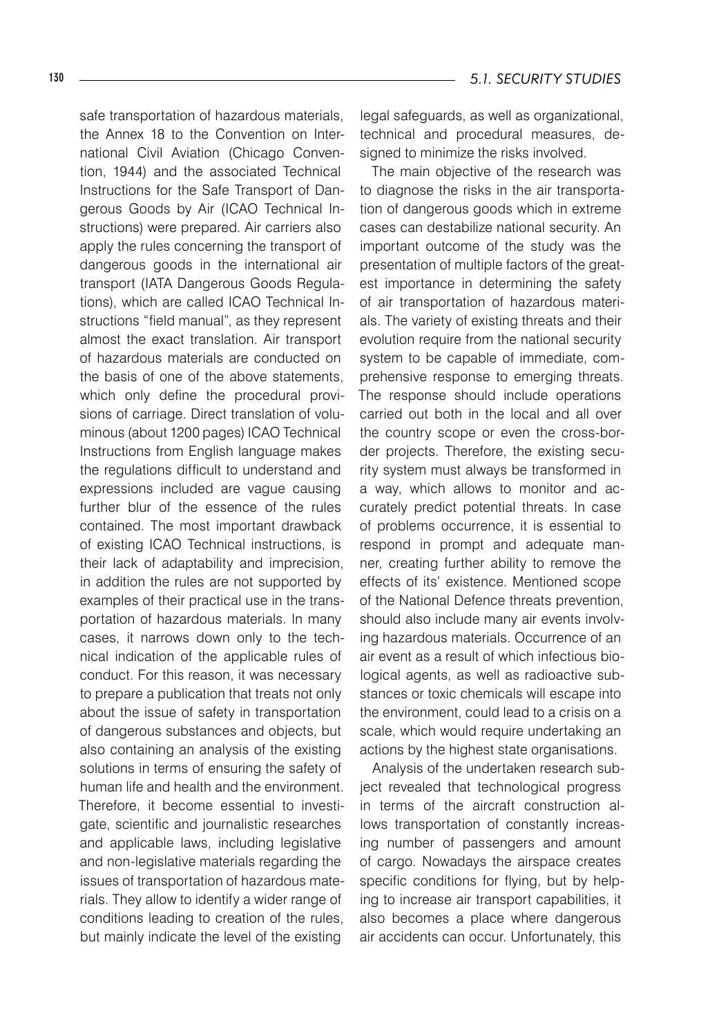safe transportation of hazardous materials, the Annex 18 to the Convention on International Civil Aviation (Chicago Convention, 1944) and the associated Technical Instructions for the Safe Transport of Dangerous Goods by Air (ICAO Technical Instructions) were prepared. Air carriers also apply the rules concerning the transport of dangerous goods in the international air transport (IATA Dangerous Goods Regulations), which are called ICAO Technical Instructions "field manual", as they represent almost the exact translation. Air transport of hazardous materials are conducted on the basis of one of the above statements, which only define the procedural provisions of carriage. Direct translation of voluminous (about 1200 pages) ICAO Technical Instructions from English language makes the regulations difficult to understand and expressions included are vague causing further blur of the essence of the rules contained. The most important drawback of existing ICAO Technical instructions, is their lack of adaptability and imprecision, in addition the rules are not supported by examples of their practical use in the transportation of hazardous materials. In many cases, it narrows down only to the technical indication of the applicable rules of conduct. For this reason, it was necessary to prepare a publication that treats not only about the issue of safety in transportation of dangerous substances and objects, but also containing an analysis of the existing solutions in terms of ensuring the safety of human life and health and the environment. Therefore, it become essential to investigate, scientific and journalistic researches and applicable laws, including legislative and non-legislative materials regarding the issues of transportation of hazardous materials. They allow to identify a wider range of conditions leading to creation of the rules, but mainly indicate the level of the existing legal safeguards, as well as organizational, technical and procedural measures, designed to minimize the risks involved.

The main objective of the research was to diagnose the risks in the air transportation of dangerous goods which in extreme cases can destabilize national security. An important outcome of the study was the presentation of multiple factors of the greatest importance in determining the safety of air transportation of hazardous materials. The variety of existing threats and their evolution require from the national security system to be capable of immediate, comprehensive response to emerging threats. The response should include operations carried out both in the local and all over the country scope or even the cross-border projects. Therefore, the existing security system must always be transformed in a way, which allows to monitor and accurately predict potential threats. In case of problems occurrence, it is essential to respond in prompt and adequate manner, creating further ability to remove the effects of its' existence. Mentioned scope of the National Defence threats prevention, should also include many air events involving hazardous materials. Occurrence of an air event as a result of which infectious biological agents, as well as radioactive substances or toxic chemicals will escape into the environment, could lead to a crisis on a scale, which would require undertaking an actions by the highest state organisations.

Analysis of the undertaken research subject revealed that technological progress in terms of the aircraft construction allows transportation of constantly increasing number of passengers and amount of cargo. Nowadays the airspace creates specific conditions for flying, but by helping to increase air transport capabilities, it also becomes a place where dangerous air accidents can occur. Unfortunately, this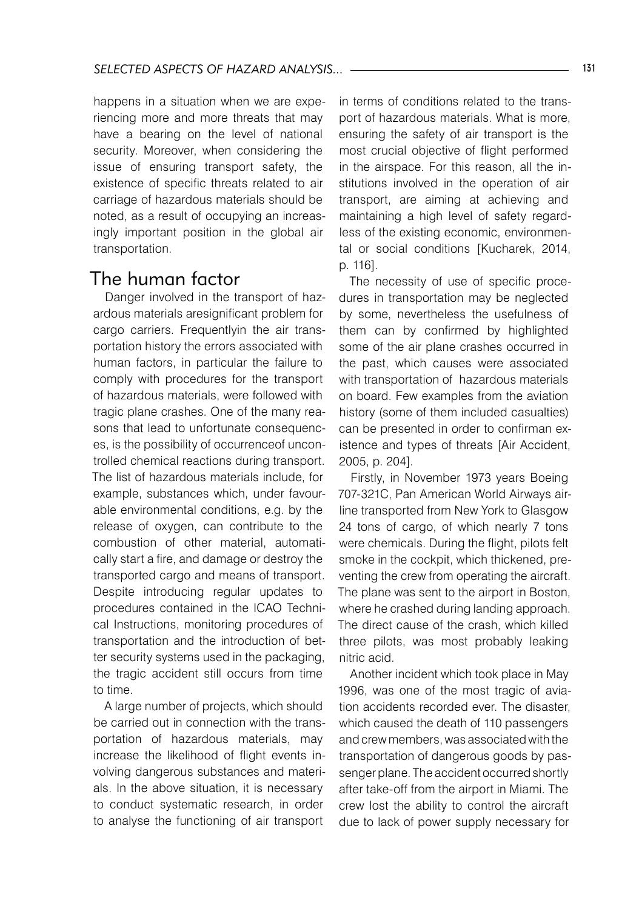happens in a situation when we are experiencing more and more threats that may have a bearing on the level of national security. Moreover, when considering the issue of ensuring transport safety, the existence of specific threats related to air carriage of hazardous materials should be noted, as a result of occupying an increasingly important position in the global air transportation.

## The human factor

Danger involved in the transport of hazardous materials aresignificant problem for cargo carriers. Frequentlyin the air transportation history the errors associated with human factors, in particular the failure to comply with procedures for the transport of hazardous materials, were followed with tragic plane crashes. One of the many reasons that lead to unfortunate consequences, is the possibility of occurrenceof uncontrolled chemical reactions during transport. The list of hazardous materials include, for example, substances which, under favourable environmental conditions, e.g. by the release of oxygen, can contribute to the combustion of other material, automatically start a fire, and damage or destroy the transported cargo and means of transport. Despite introducing regular updates to procedures contained in the ICAO Technical Instructions, monitoring procedures of transportation and the introduction of better security systems used in the packaging, the tragic accident still occurs from time to time.

A large number of projects, which should be carried out in connection with the transportation of hazardous materials, may increase the likelihood of flight events involving dangerous substances and materials. In the above situation, it is necessary to conduct systematic research, in order to analyse the functioning of air transport in terms of conditions related to the transport of hazardous materials. What is more, ensuring the safety of air transport is the most crucial objective of flight performed in the airspace. For this reason, all the institutions involved in the operation of air transport, are aiming at achieving and maintaining a high level of safety regardless of the existing economic, environmental or social conditions [Kucharek, 2014, p. 116].

The necessity of use of specific procedures in transportation may be neglected by some, nevertheless the usefulness of them can by confirmed by highlighted some of the air plane crashes occurred in the past, which causes were associated with transportation of hazardous materials on board. Few examples from the aviation history (some of them included casualties) can be presented in order to confirman existence and types of threats [Air Accident, 2005, p. 204].

Firstly, in November 1973 years Boeing 707-321C, Pan American World Airways airline transported from New York to Glasgow 24 tons of cargo, of which nearly 7 tons were chemicals. During the flight, pilots felt smoke in the cockpit, which thickened, preventing the crew from operating the aircraft. The plane was sent to the airport in Boston, where he crashed during landing approach. The direct cause of the crash, which killed three pilots, was most probably leaking nitric acid.

Another incident which took place in May 1996, was one of the most tragic of aviation accidents recorded ever. The disaster, which caused the death of 110 passengers and crew members, was associated with the transportation of dangerous goods by passenger plane. The accident occurred shortly after take-off from the airport in Miami. The crew lost the ability to control the aircraft due to lack of power supply necessary for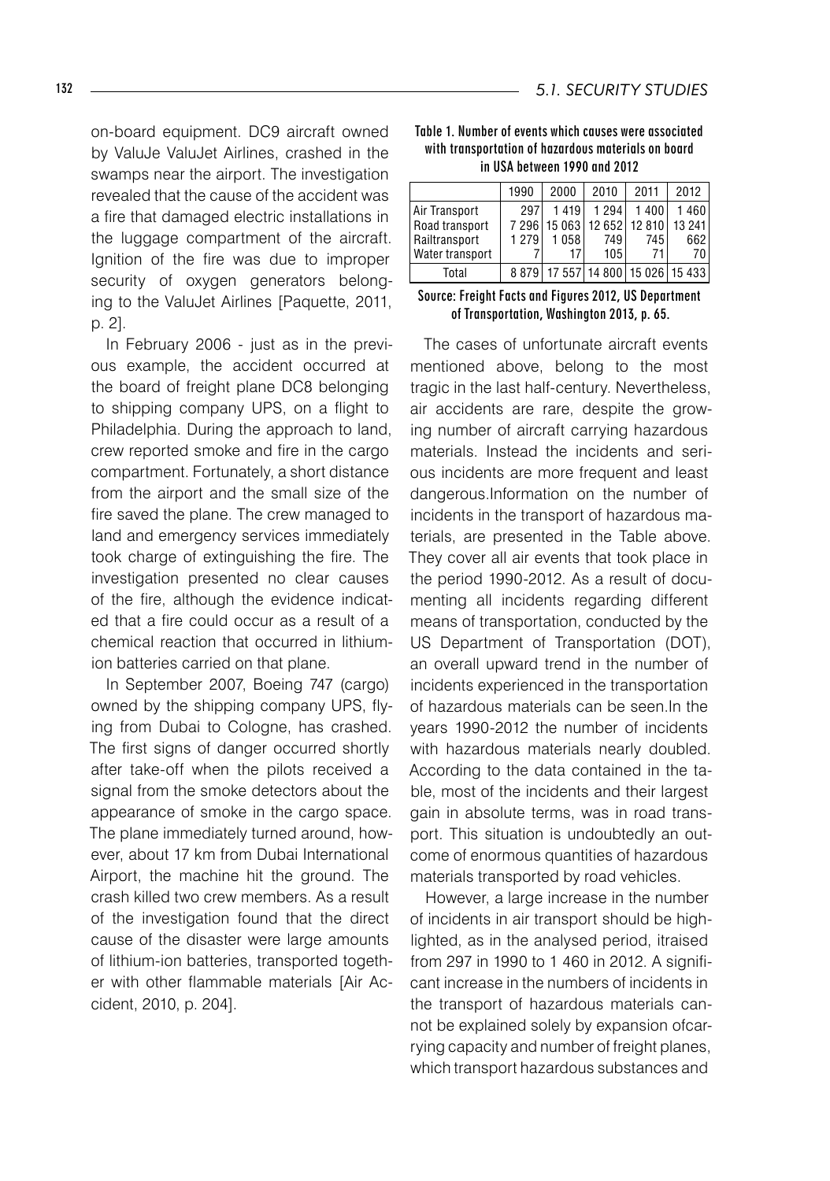on-board equipment. DC9 aircraft owned by ValuJe ValuJet Airlines, crashed in the swamps near the airport. The investigation revealed that the cause of the accident was a fire that damaged electric installations in the luggage compartment of the aircraft. Ignition of the fire was due to improper security of oxygen generators belonging to the ValuJet Airlines [Paquette, 2011, p. 2].

In February 2006 - just as in the previous example, the accident occurred at the board of freight plane DC8 belonging to shipping company UPS, on a flight to Philadelphia. During the approach to land, crew reported smoke and fire in the cargo compartment. Fortunately, a short distance from the airport and the small size of the fire saved the plane. The crew managed to land and emergency services immediately took charge of extinguishing the fire. The investigation presented no clear causes of the fire, although the evidence indicated that a fire could occur as a result of a chemical reaction that occurred in lithium-ion batteries carried on that plane.

In September 2007, Boeing 747 (cargo) owned by the shipping company UPS, flying from Dubai to Cologne, has crashed. The first signs of danger occurred shortly after take-off when the pilots received a signal from the smoke detectors about the appearance of smoke in the cargo space. The plane immediately turned around, however, about 17 km from Dubai International Airport, the machine hit the ground. The crash killed two crew members. As a result of the investigation found that the direct cause of the disaster were large amounts of lithium-ion batteries, transported together with other flammable materials [Air Accident, 2010, p. 204].

**Table 1. Number of events which causes were associated with transportation of hazardous materials on board in USA between 1990 and 2012**

| | 1990 | 2000 | 2010 | 2011 | 2012 |
|---|---|---|---|---|---|
| Air Transport | 297 | 1 419 | 1 294 | 1 400 | 1 460 |
| Road transport | 7 296 | 15 063 | 12 652 | 12 810 | 13 241 |
| Railtransport | 1 279 | 1 058 | 749 | 745 | 662 |
| Water transport | 7 | 17 | 105 | 71 | 70 |
| Total | 8 879 | 17 557 | 14 800 | 15 026 | 15 433 |

**Source: Freight Facts and Figures 2012, US Department of Transportation, Washington 2013, p. 65.**

The cases of unfortunate aircraft events mentioned above, belong to the most tragic in the last half-century. Nevertheless, air accidents are rare, despite the growing number of aircraft carrying hazardous materials. Instead the incidents and serious incidents are more frequent and least dangerous.Information on the number of incidents in the transport of hazardous materials, are presented in the Table above. They cover all air events that took place in the period 1990-2012. As a result of documenting all incidents regarding different means of transportation, conducted by the US Department of Transportation (DOT), an overall upward trend in the number of incidents experienced in the transportation of hazardous materials can be seen.In the years 1990-2012 the number of incidents with hazardous materials nearly doubled. According to the data contained in the table, most of the incidents and their largest gain in absolute terms, was in road transport. This situation is undoubtedly an outcome of enormous quantities of hazardous materials transported by road vehicles.

However, a large increase in the number of incidents in air transport should be highlighted, as in the analysed period, itraised from 297 in 1990 to 1 460 in 2012. A significant increase in the numbers of incidents in the transport of hazardous materials cannot be explained solely by expansion ofcarrying capacity and number of freight planes, which transport hazardous substances and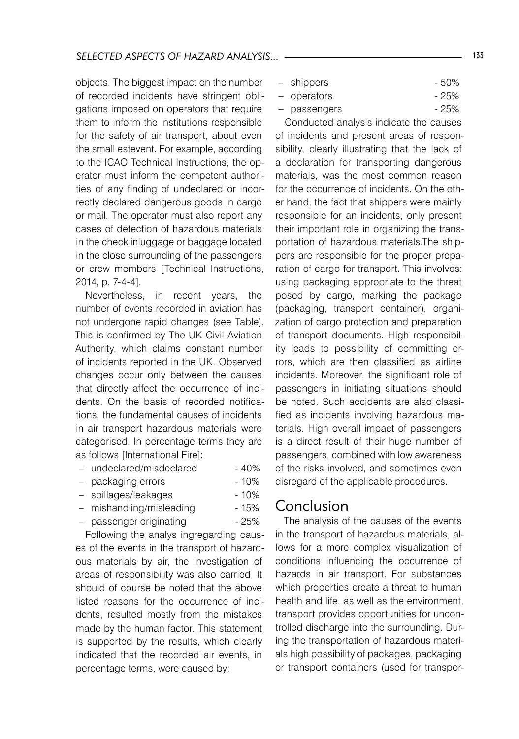objects. The biggest impact on the number of recorded incidents have stringent obligations imposed on operators that require them to inform the institutions responsible for the safety of air transport, about even the small estevent. For example, according to the ICAO Technical Instructions, the operator must inform the competent authorities of any finding of undeclared or incorrectly declared dangerous goods in cargo or mail. The operator must also report any cases of detection of hazardous materials in the check inluggage or baggage located in the close surrounding of the passengers or crew members [Technical Instructions, 2014, p. 7-4-4].

Nevertheless, in recent years, the number of events recorded in aviation has not undergone rapid changes (see Table). This is confirmed by The UK Civil Aviation Authority, which claims constant number of incidents reported in the UK. Observed changes occur only between the causes that directly affect the occurrence of incidents. On the basis of recorded notifications, the fundamental causes of incidents in air transport hazardous materials were categorised. In percentage terms they are as follows [International Fire]:

- undeclared/misdeclared - 40%
- packaging errors - 10%
- spillages/leakages - 10%
- mishandling/misleading - 15%
- passenger originating - 25%

Following the analys ingregarding causes of the events in the transport of hazardous materials by air, the investigation of areas of responsibility was also carried. It should of course be noted that the above listed reasons for the occurrence of incidents, resulted mostly from the mistakes made by the human factor. This statement is supported by the results, which clearly indicated that the recorded air events, in percentage terms, were caused by:

- shippers - 50%
- operators - 25%
- passengers - 25%

Conducted analysis indicate the causes of incidents and present areas of responsibility, clearly illustrating that the lack of a declaration for transporting dangerous materials, was the most common reason for the occurrence of incidents. On the other hand, the fact that shippers were mainly responsible for an incidents, only present their important role in organizing the transportation of hazardous materials.The shippers are responsible for the proper preparation of cargo for transport. This involves: using packaging appropriate to the threat posed by cargo, marking the package (packaging, transport container), organization of cargo protection and preparation of transport documents. High responsibility leads to possibility of committing errors, which are then classified as airline incidents. Moreover, the significant role of passengers in initiating situations should be noted. Such accidents are also classified as incidents involving hazardous materials. High overall impact of passengers is a direct result of their huge number of passengers, combined with low awareness of the risks involved, and sometimes even disregard of the applicable procedures.

## Conclusion

The analysis of the causes of the events in the transport of hazardous materials, allows for a more complex visualization of conditions influencing the occurrence of hazards in air transport. For substances which properties create a threat to human health and life, as well as the environment, transport provides opportunities for uncontrolled discharge into the surrounding. During the transportation of hazardous materials high possibility of packages, packaging or transport containers (used for transpor-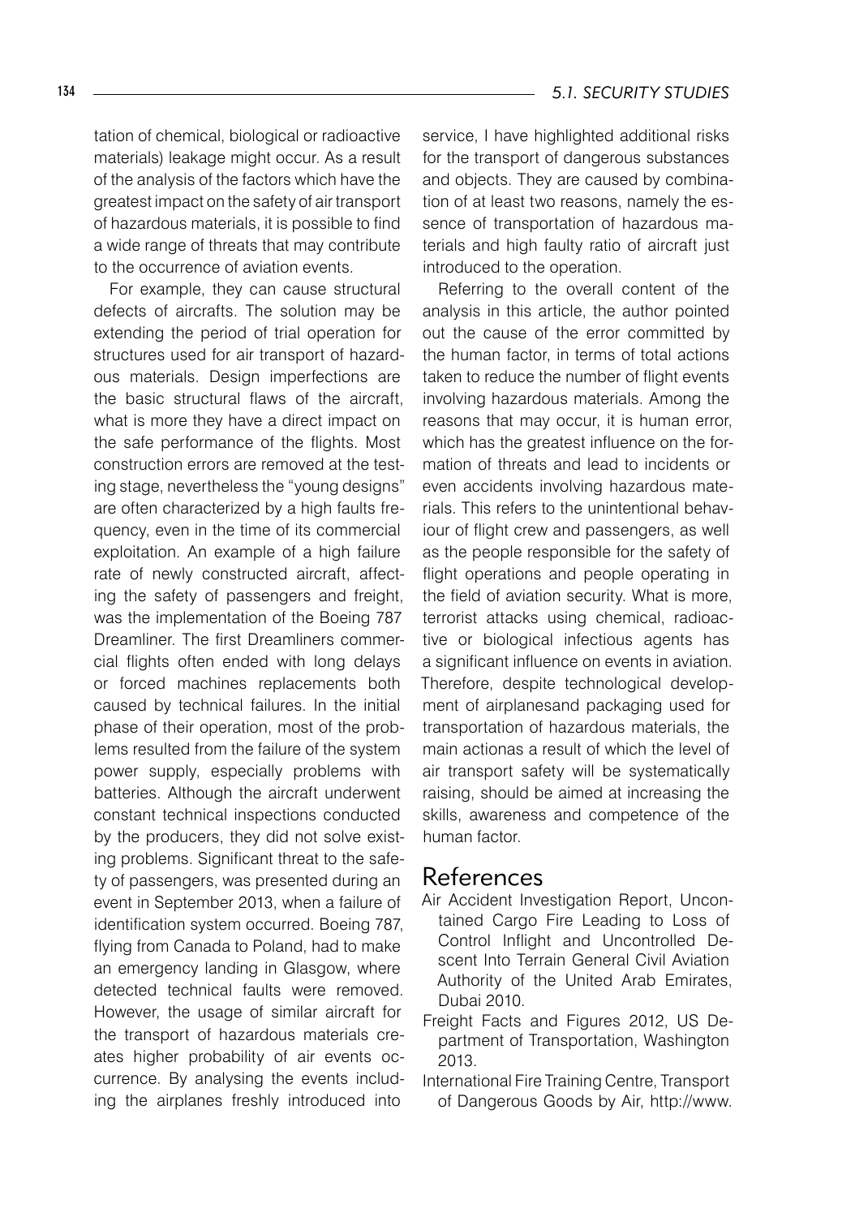tation of chemical, biological or radioactive materials) leakage might occur. As a result of the analysis of the factors which have the greatest impact on the safety of air transport of hazardous materials, it is possible to find a wide range of threats that may contribute to the occurrence of aviation events.

For example, they can cause structural defects of aircrafts. The solution may be extending the period of trial operation for structures used for air transport of hazardous materials. Design imperfections are the basic structural flaws of the aircraft, what is more they have a direct impact on the safe performance of the flights. Most construction errors are removed at the testing stage, nevertheless the "young designs" are often characterized by a high faults frequency, even in the time of its commercial exploitation. An example of a high failure rate of newly constructed aircraft, affecting the safety of passengers and freight, was the implementation of the Boeing 787 Dreamliner. The first Dreamliners commercial flights often ended with long delays or forced machines replacements both caused by technical failures. In the initial phase of their operation, most of the problems resulted from the failure of the system power supply, especially problems with batteries. Although the aircraft underwent constant technical inspections conducted by the producers, they did not solve existing problems. Significant threat to the safety of passengers, was presented during an event in September 2013, when a failure of identification system occurred. Boeing 787, flying from Canada to Poland, had to make an emergency landing in Glasgow, where detected technical faults were removed. However, the usage of similar aircraft for the transport of hazardous materials creates higher probability of air events occurrence. By analysing the events including the airplanes freshly introduced into service, I have highlighted additional risks for the transport of dangerous substances and objects. They are caused by combination of at least two reasons, namely the essence of transportation of hazardous materials and high faulty ratio of aircraft just introduced to the operation.

Referring to the overall content of the analysis in this article, the author pointed out the cause of the error committed by the human factor, in terms of total actions taken to reduce the number of flight events involving hazardous materials. Among the reasons that may occur, it is human error, which has the greatest influence on the formation of threats and lead to incidents or even accidents involving hazardous materials. This refers to the unintentional behaviour of flight crew and passengers, as well as the people responsible for the safety of flight operations and people operating in the field of aviation security. What is more, terrorist attacks using chemical, radioactive or biological infectious agents has a significant influence on events in aviation. Therefore, despite technological development of airplanesand packaging used for transportation of hazardous materials, the main actionas a result of which the level of air transport safety will be systematically raising, should be aimed at increasing the skills, awareness and competence of the human factor.

## References

Air Accident Investigation Report, Uncontained Cargo Fire Leading to Loss of Control Inflight and Uncontrolled Descent Into Terrain General Civil Aviation Authority of the United Arab Emirates, Dubai 2010.

Freight Facts and Figures 2012, US Department of Transportation, Washington 2013.

International Fire Training Centre, Transport of Dangerous Goods by Air, http://www.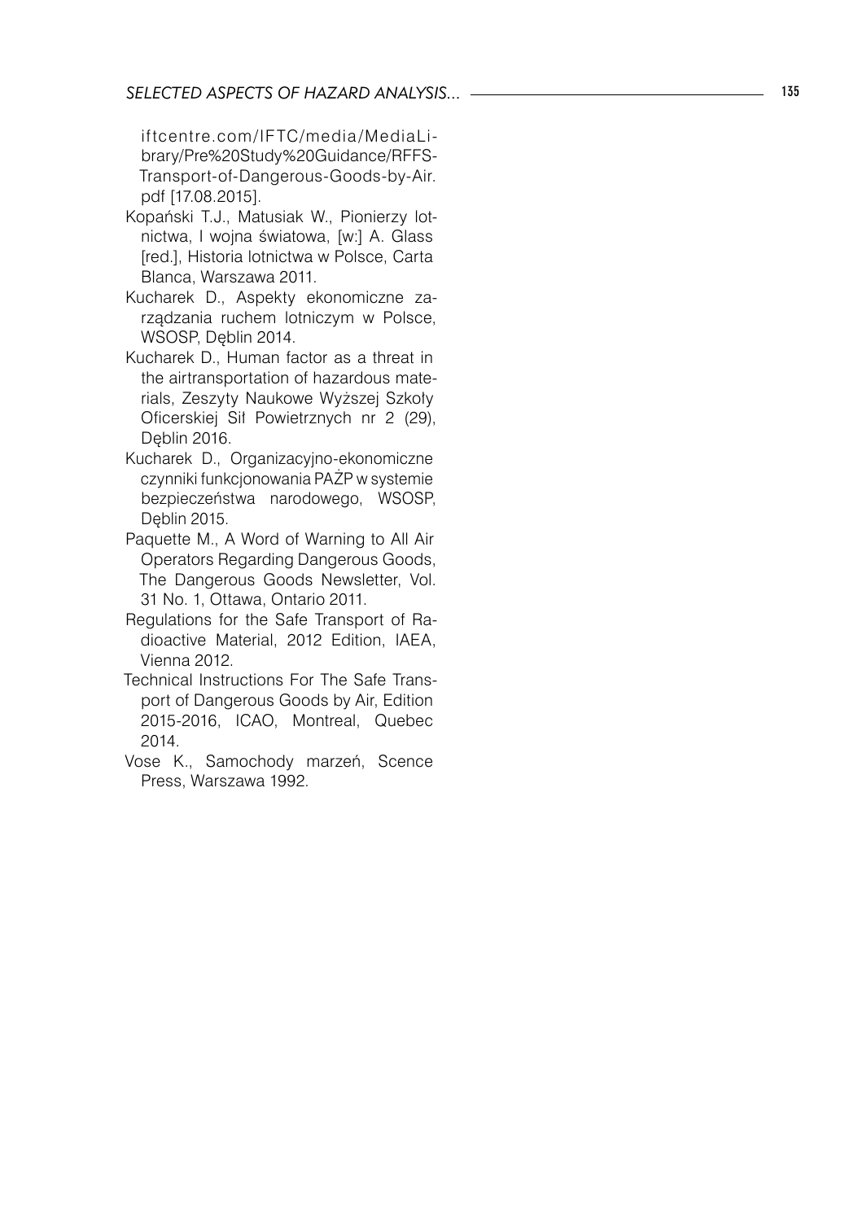iftcentre.com/IFTC/media/MediaLibrary/Pre%20Study%20Guidance/RFFS-Transport-of-Dangerous-Goods-by-Air.pdf [17.08.2015].

Kopański T.J., Matusiak W., Pionierzy lotnictwa, I wojna światowa, [w:] A. Glass [red.], Historia lotnictwa w Polsce, Carta Blanca, Warszawa 2011.

Kucharek D., Aspekty ekonomiczne zarządzania ruchem lotniczym w Polsce, WSOSP, Dęblin 2014.

Kucharek D., Human factor as a threat in the airtransportation of hazardous materials, Zeszyty Naukowe Wyższej Szkoły Oficerskiej Sił Powietrznych nr 2 (29), Dęblin 2016.

Kucharek D., Organizacyjno-ekonomiczne czynniki funkcjonowania PAŻP w systemie bezpieczeństwa narodowego, WSOSP, Dęblin 2015.

Paquette M., A Word of Warning to All Air Operators Regarding Dangerous Goods, The Dangerous Goods Newsletter, Vol. 31 No. 1, Ottawa, Ontario 2011.

Regulations for the Safe Transport of Radioactive Material, 2012 Edition, IAEA, Vienna 2012.

Technical Instructions For The Safe Transport of Dangerous Goods by Air, Edition 2015-2016, ICAO, Montreal, Quebec 2014.

Vose K., Samochody marzeń, Scence Press, Warszawa 1992.